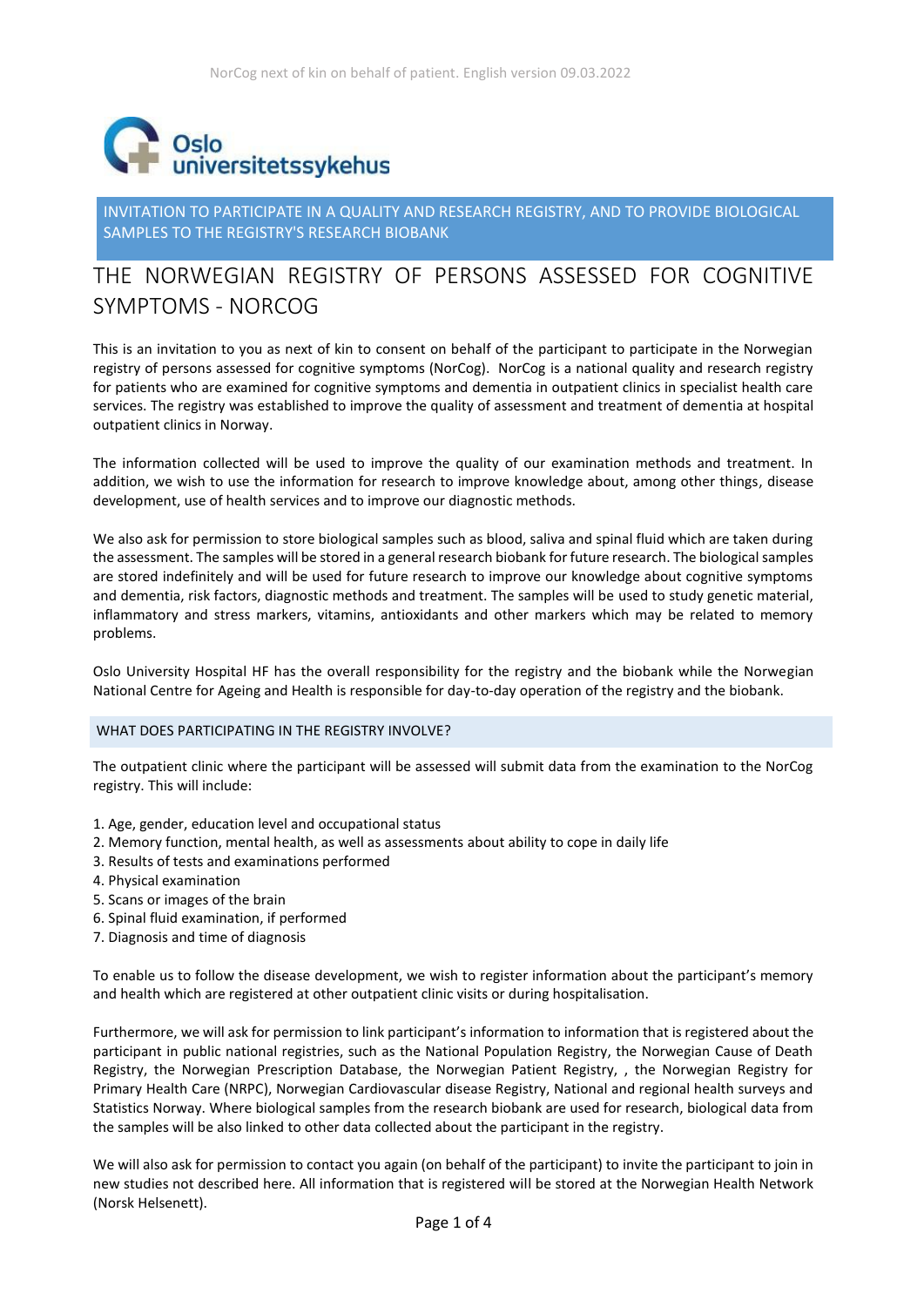Oslo universitetssykehus

## INVITATION TO PARTICIPATE IN A QUALITY AND RESEARCH REGISTRY, AND TO PROVIDE BIOLOGICAL SAMPLES TO THE REGISTRY'S RESEARCH BIOBANK

# THE NORWEGIAN REGISTRY OF PERSONS ASSESSED FOR COGNITIVE SYMPTOMS - NORCOG

This is an invitation to you as next of kin to consent on behalf of the participant to participate in the Norwegian registry of persons assessed for cognitive symptoms (NorCog). NorCog is a national quality and research registry for patients who are examined for cognitive symptoms and dementia in outpatient clinics in specialist health care services. The registry was established to improve the quality of assessment and treatment of dementia at hospital outpatient clinics in Norway.

The information collected will be used to improve the quality of our examination methods and treatment. In addition, we wish to use the information for research to improve knowledge about, among other things, disease development, use of health services and to improve our diagnostic methods.

We also ask for permission to store biological samples such as blood, saliva and spinal fluid which are taken during the assessment. The samples will be stored in a general research biobank for future research. The biological samples are stored indefinitely and will be used for future research to improve our knowledge about cognitive symptoms and dementia, risk factors, diagnostic methods and treatment. The samples will be used to study genetic material, inflammatory and stress markers, vitamins, antioxidants and other markers which may be related to memory problems.

Oslo University Hospital HF has the overall responsibility for the registry and the biobank while the Norwegian National Centre for Ageing and Health is responsible for day-to-day operation of the registry and the biobank.

## WHAT DOES PARTICIPATING IN THE REGISTRY INVOLVE?

The outpatient clinic where the participant will be assessed will submit data from the examination to the NorCog registry. This will include:

1. Age, gender, education level and occupational status
2. Memory function, mental health, as well as assessments about ability to cope in daily life
3. Results of tests and examinations performed
4. Physical examination
5. Scans or images of the brain
6. Spinal fluid examination, if performed
7. Diagnosis and time of diagnosis

To enable us to follow the disease development, we wish to register information about the participant's memory and health which are registered at other outpatient clinic visits or during hospitalisation.

Furthermore, we will ask for permission to link participant's information to information that is registered about the participant in public national registries, such as the National Population Registry, the Norwegian Cause of Death Registry, the Norwegian Prescription Database, the Norwegian Patient Registry, , the Norwegian Registry for Primary Health Care (NRPC), Norwegian Cardiovascular disease Registry, National and regional health surveys and Statistics Norway. Where biological samples from the research biobank are used for research, biological data from the samples will be also linked to other data collected about the participant in the registry.

We will also ask for permission to contact you again (on behalf of the participant) to invite the participant to join in new studies not described here. All information that is registered will be stored at the Norwegian Health Network (Norsk Helsenett).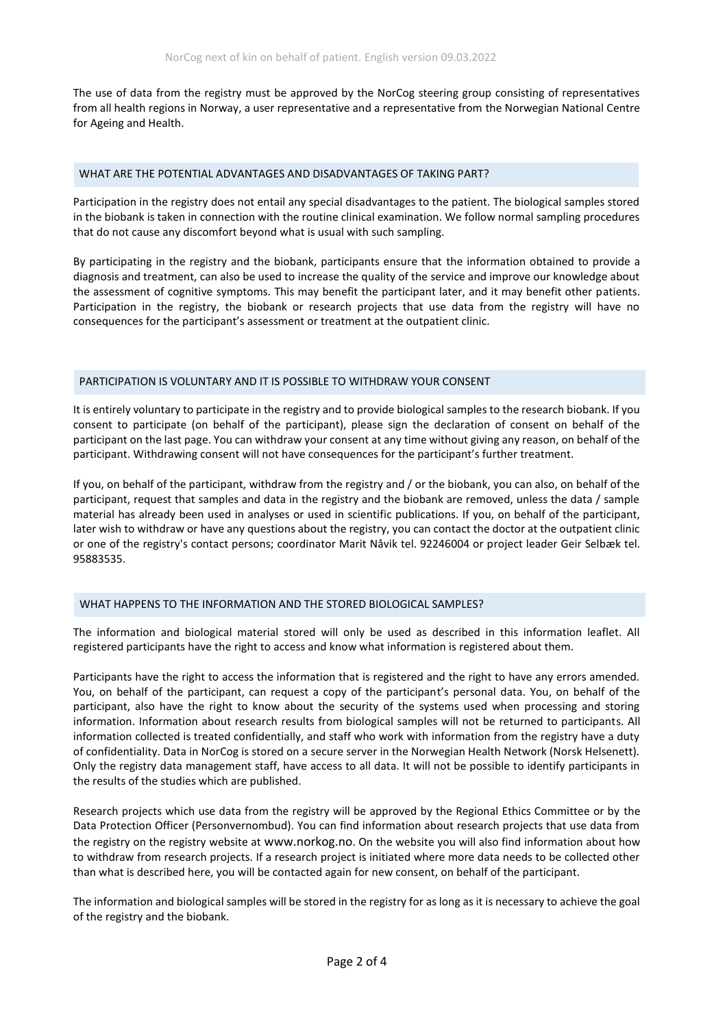The use of data from the registry must be approved by the NorCog steering group consisting of representatives from all health regions in Norway, a user representative and a representative from the Norwegian National Centre for Ageing and Health.

## WHAT ARE THE POTENTIAL ADVANTAGES AND DISADVANTAGES OF TAKING PART?

Participation in the registry does not entail any special disadvantages to the patient. The biological samples stored in the biobank is taken in connection with the routine clinical examination. We follow normal sampling procedures that do not cause any discomfort beyond what is usual with such sampling.

By participating in the registry and the biobank, participants ensure that the information obtained to provide a diagnosis and treatment, can also be used to increase the quality of the service and improve our knowledge about the assessment of cognitive symptoms. This may benefit the participant later, and it may benefit other patients. Participation in the registry, the biobank or research projects that use data from the registry will have no consequences for the participant's assessment or treatment at the outpatient clinic.

## PARTICIPATION IS VOLUNTARY AND IT IS POSSIBLE TO WITHDRAW YOUR CONSENT

It is entirely voluntary to participate in the registry and to provide biological samples to the research biobank. If you consent to participate (on behalf of the participant), please sign the declaration of consent on behalf of the participant on the last page. You can withdraw your consent at any time without giving any reason, on behalf of the participant. Withdrawing consent will not have consequences for the participant's further treatment.

If you, on behalf of the participant, withdraw from the registry and / or the biobank, you can also, on behalf of the participant, request that samples and data in the registry and the biobank are removed, unless the data / sample material has already been used in analyses or used in scientific publications. If you, on behalf of the participant, later wish to withdraw or have any questions about the registry, you can contact the doctor at the outpatient clinic or one of the registry's contact persons; coordinator Marit Nåvik tel. 92246004 or project leader Geir Selbæk tel. 95883535.

## WHAT HAPPENS TO THE INFORMATION AND THE STORED BIOLOGICAL SAMPLES?

The information and biological material stored will only be used as described in this information leaflet. All registered participants have the right to access and know what information is registered about them.

Participants have the right to access the information that is registered and the right to have any errors amended. You, on behalf of the participant, can request a copy of the participant's personal data. You, on behalf of the participant, also have the right to know about the security of the systems used when processing and storing information. Information about research results from biological samples will not be returned to participants. All information collected is treated confidentially, and staff who work with information from the registry have a duty of confidentiality. Data in NorCog is stored on a secure server in the Norwegian Health Network (Norsk Helsenett). Only the registry data management staff, have access to all data. It will not be possible to identify participants in the results of the studies which are published.

Research projects which use data from the registry will be approved by the Regional Ethics Committee or by the Data Protection Officer (Personvernombud). You can find information about research projects that use data from the registry on the registry website at www.norkog.no. On the website you will also find information about how to withdraw from research projects. If a research project is initiated where more data needs to be collected other than what is described here, you will be contacted again for new consent, on behalf of the participant.

The information and biological samples will be stored in the registry for as long as it is necessary to achieve the goal of the registry and the biobank.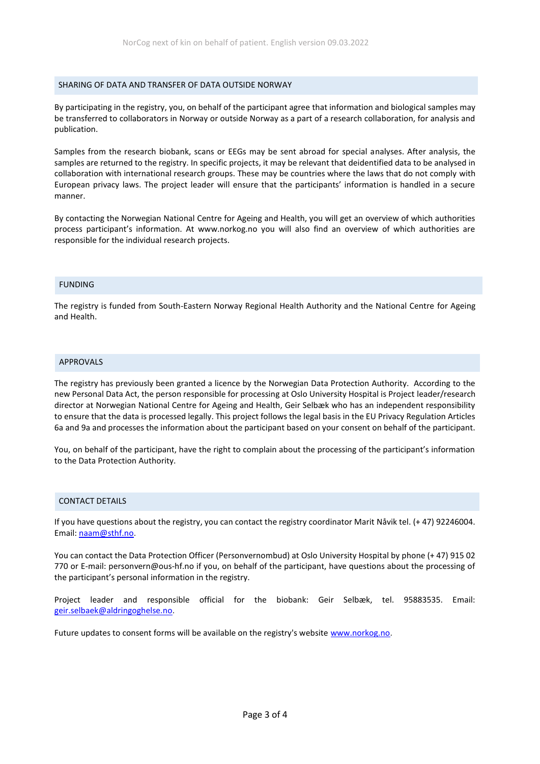## SHARING OF DATA AND TRANSFER OF DATA OUTSIDE NORWAY

By participating in the registry, you, on behalf of the participant agree that information and biological samples may be transferred to collaborators in Norway or outside Norway as a part of a research collaboration, for analysis and publication.

Samples from the research biobank, scans or EEGs may be sent abroad for special analyses. After analysis, the samples are returned to the registry. In specific projects, it may be relevant that deidentified data to be analysed in collaboration with international research groups. These may be countries where the laws that do not comply with European privacy laws. The project leader will ensure that the participants' information is handled in a secure manner.

By contacting the Norwegian National Centre for Ageing and Health, you will get an overview of which authorities process participant's information. At www.norkog.no you will also find an overview of which authorities are responsible for the individual research projects.

## FUNDING

The registry is funded from South-Eastern Norway Regional Health Authority and the National Centre for Ageing and Health.

## APPROVALS

The registry has previously been granted a licence by the Norwegian Data Protection Authority. According to the new Personal Data Act, the person responsible for processing at Oslo University Hospital is Project leader/research director at Norwegian National Centre for Ageing and Health, Geir Selbæk who has an independent responsibility to ensure that the data is processed legally. This project follows the legal basis in the EU Privacy Regulation Articles 6a and 9a and processes the information about the participant based on your consent on behalf of the participant.

You, on behalf of the participant, have the right to complain about the processing of the participant's information to the Data Protection Authority.

## CONTACT DETAILS

If you have questions about the registry, you can contact the registry coordinator Marit Nåvik tel. (+ 47) 92246004. Email: naam@sthf.no.

You can contact the Data Protection Officer (Personvernombud) at Oslo University Hospital by phone (+ 47) 915 02 770 or E-mail: personvern@ous-hf.no if you, on behalf of the participant, have questions about the processing of the participant's personal information in the registry.

Project leader and responsible official for the biobank: Geir Selbæk, tel. 95883535. Email: geir.selbaek@aldringoghelse.no.

Future updates to consent forms will be available on the registry's website www.norkog.no.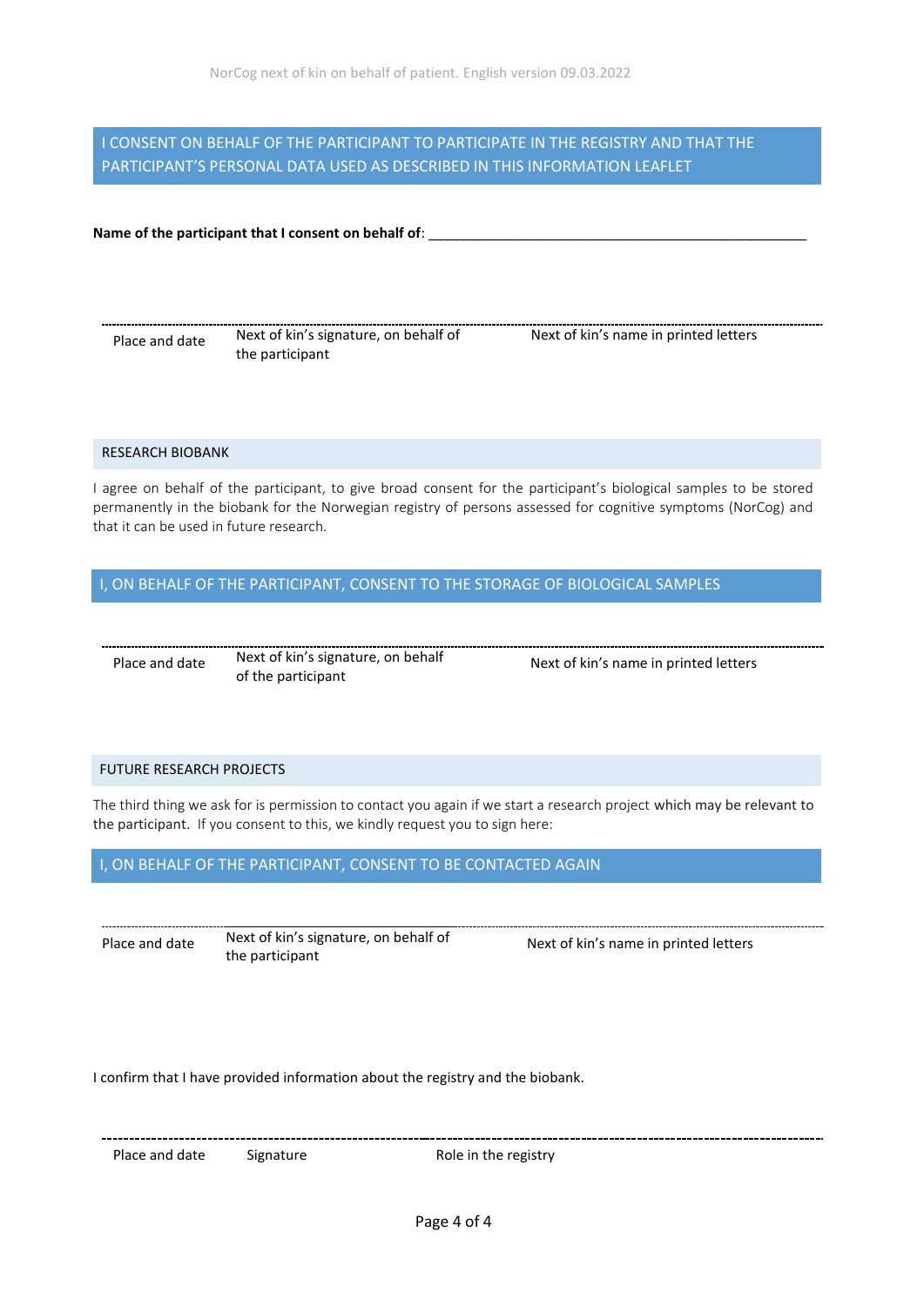## I CONSENT ON BEHALF OF THE PARTICIPANT TO PARTICIPATE IN THE REGISTRY AND THAT THE PARTICIPANT'S PERSONAL DATA USED AS DESCRIBED IN THIS INFORMATION LEAFLET

**Name of the participant that I consent on behalf of**: ___________________________________________________

| Place and date | Next of kin's signature, on behalf of the participant | Next of kin's name in printed letters |
| --- | --- | --- |

### RESEARCH BIOBANK

I agree on behalf of the participant, to give broad consent for the participant's biological samples to be stored permanently in the biobank for the Norwegian registry of persons assessed for cognitive symptoms (NorCog) and that it can be used in future research.

## I, ON BEHALF OF THE PARTICIPANT, CONSENT TO THE STORAGE OF BIOLOGICAL SAMPLES

| Place and date | Next of kin's signature, on behalf of the participant | Next of kin's name in printed letters |
| --- | --- | --- |

### FUTURE RESEARCH PROJECTS

The third thing we ask for is permission to contact you again if we start a research project which may be relevant to the participant. If you consent to this, we kindly request you to sign here:

## I, ON BEHALF OF THE PARTICIPANT, CONSENT TO BE CONTACTED AGAIN

| Place and date | Next of kin's signature, on behalf of the participant | Next of kin's name in printed letters |
| --- | --- | --- |

I confirm that I have provided information about the registry and the biobank.

| Place and date | Signature | Role in the registry |
| --- | --- | --- |